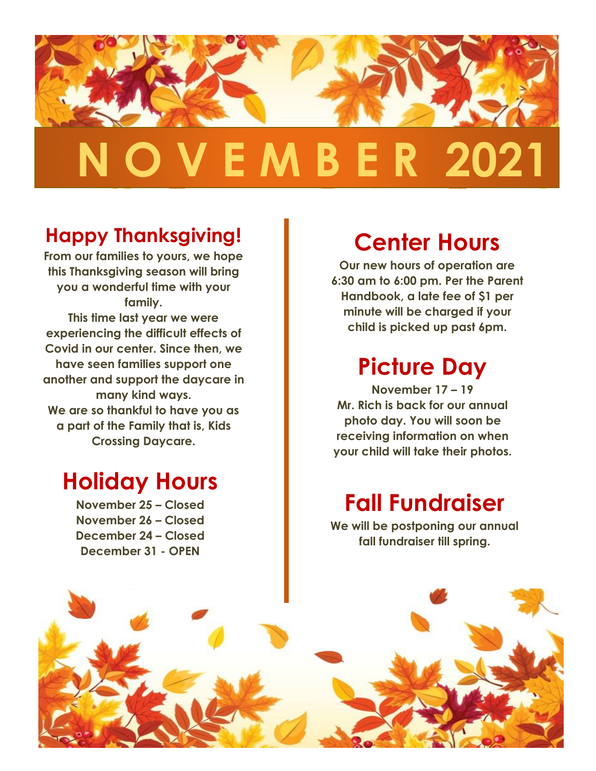# NOVEMBER 2021

## Happy Thanksgiving!

**From our families to yours, we hope this Thanksgiving season will bring you a wonderful time with your family.**

**This time last year we were experiencing the difficult effects of Covid in our center. Since then, we have seen families support one another and support the daycare in many kind ways.**

**We are so thankful to have you as a part of the Family that is, Kids Crossing Daycare.**

## Holiday Hours

**November 25 – Closed**
**November 26 – Closed**
**December 24 – Closed**
**December 31 - OPEN**

## Center Hours

**Our new hours of operation are 6:30 am to 6:00 pm. Per the Parent Handbook, a late fee of $1 per minute will be charged if your child is picked up past 6pm.**

## Picture Day

**November 17 – 19**
**Mr. Rich is back for our annual photo day. You will soon be receiving information on when your child will take their photos.**

## Fall Fundraiser

**We will be postponing our annual fall fundraiser till spring.**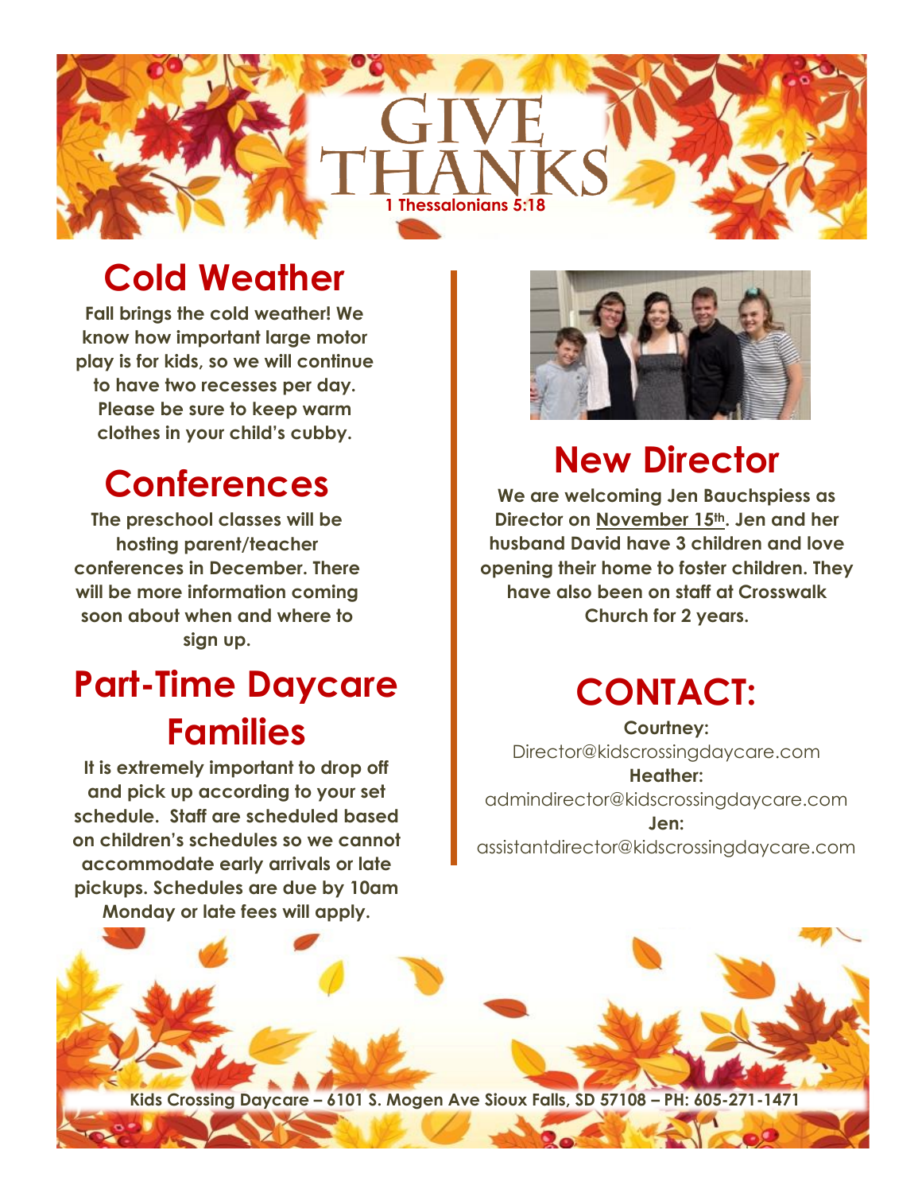# GIVE THANKS

1 Thessalonians 5:18

## Cold Weather

**Fall brings the cold weather! We know how important large motor play is for kids, so we will continue to have two recesses per day. Please be sure to keep warm clothes in your child's cubby.**

## Conferences

**The preschool classes will be hosting parent/teacher conferences in December. There will be more information coming soon about when and where to sign up.**

## Part-Time Daycare Families

**It is extremely important to drop off and pick up according to your set schedule. Staff are scheduled based on children's schedules so we cannot accommodate early arrivals or late pickups. Schedules are due by 10am Monday or late fees will apply.**

## New Director

**We are welcoming Jen Bauchspiess as Director on November 15th. Jen and her husband David have 3 children and love opening their home to foster children. They have also been on staff at Crosswalk Church for 2 years.**

## CONTACT:

**Courtney:**
Director@kidscrossingdaycare.com

**Heather:**
admindirector@kidscrossingdaycare.com

**Jen:**
assistantdirector@kidscrossingdaycare.com

**Kids Crossing Daycare – 6101 S. Mogen Ave Sioux Falls, SD 57108 – PH: 605-271-1471**